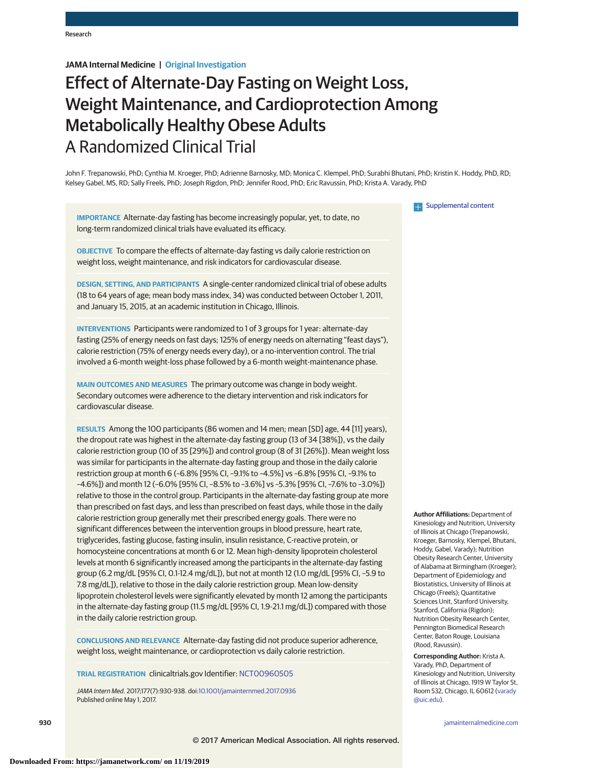JAMA Internal Medicine | Original Investigation

# Effect of Alternate-Day Fasting on Weight Loss, Weight Maintenance, and Cardioprotection Among Metabolically Healthy Obese Adults
## A Randomized Clinical Trial

John F. Trepanowski, PhD; Cynthia M. Kroeger, PhD; Adrienne Barnosky, MD; Monica C. Klempel, PhD; Surabhi Bhutani, PhD; Kristin K. Hoddy, PhD, RD; Kelsey Gabel, MS, RD; Sally Freels, PhD; Joseph Rigdon, PhD; Jennifer Rood, PhD; Eric Ravussin, PhD; Krista A. Varady, PhD

Supplemental content

**IMPORTANCE** Alternate-day fasting has become increasingly popular, yet, to date, no long-term randomized clinical trials have evaluated its efficacy.

**OBJECTIVE** To compare the effects of alternate-day fasting vs daily calorie restriction on weight loss, weight maintenance, and risk indicators for cardiovascular disease.

**DESIGN, SETTING, AND PARTICIPANTS** A single-center randomized clinical trial of obese adults (18 to 64 years of age; mean body mass index, 34) was conducted between October 1, 2011, and January 15, 2015, at an academic institution in Chicago, Illinois.

**INTERVENTIONS** Participants were randomized to 1 of 3 groups for 1 year: alternate-day fasting (25% of energy needs on fast days; 125% of energy needs on alternating "feast days"), calorie restriction (75% of energy needs every day), or a no-intervention control. The trial involved a 6-month weight-loss phase followed by a 6-month weight-maintenance phase.

**MAIN OUTCOMES AND MEASURES** The primary outcome was change in body weight. Secondary outcomes were adherence to the dietary intervention and risk indicators for cardiovascular disease.

**RESULTS** Among the 100 participants (86 women and 14 men; mean [SD] age, 44 [11] years), the dropout rate was highest in the alternate-day fasting group (13 of 34 [38%]), vs the daily calorie restriction group (10 of 35 [29%]) and control group (8 of 31 [26%]). Mean weight loss was similar for participants in the alternate-day fasting group and those in the daily calorie restriction group at month 6 (−6.8% [95% CI, −9.1% to −4.5%] vs −6.8% [95% CI, −9.1% to −4.6%]) and month 12 (−6.0% [95% CI, −8.5% to −3.6%] vs −5.3% [95% CI, −7.6% to −3.0%]) relative to those in the control group. Participants in the alternate-day fasting group ate more than prescribed on fast days, and less than prescribed on feast days, while those in the daily calorie restriction group generally met their prescribed energy goals. There were no significant differences between the intervention groups in blood pressure, heart rate, triglycerides, fasting glucose, fasting insulin, insulin resistance, C-reactive protein, or homocysteine concentrations at month 6 or 12. Mean high-density lipoprotein cholesterol levels at month 6 significantly increased among the participants in the alternate-day fasting group (6.2 mg/dL [95% CI, 0.1-12.4 mg/dL]), but not at month 12 (1.0 mg/dL [95% CI, −5.9 to 7.8 mg/dL]), relative to those in the daily calorie restriction group. Mean low-density lipoprotein cholesterol levels were significantly elevated by month 12 among the participants in the alternate-day fasting group (11.5 mg/dL [95% CI, 1.9-21.1 mg/dL]) compared with those in the daily calorie restriction group.

**CONCLUSIONS AND RELEVANCE** Alternate-day fasting did not produce superior adherence, weight loss, weight maintenance, or cardioprotection vs daily calorie restriction.

**TRIAL REGISTRATION** clinicaltrials.gov Identifier: NCT00960505

*JAMA Intern Med*. 2017;177(7):930-938. doi:10.1001/jamainternmed.2017.0936
Published online May 1, 2017.

**Author Affiliations:** Department of Kinesiology and Nutrition, University of Illinois at Chicago (Trepanowski, Kroeger, Barnosky, Klempel, Bhutani, Hoddy, Gabel, Varady); Nutrition Obesity Research Center, University of Alabama at Birmingham (Kroeger); Department of Epidemiology and Biostatistics, University of Illinois at Chicago (Freels); Quantitative Sciences Unit, Stanford University, Stanford, California (Rigdon); Nutrition Obesity Research Center, Pennington Biomedical Research Center, Baton Rouge, Louisiana (Rood, Ravussin).

**Corresponding Author:** Krista A. Varady, PhD, Department of Kinesiology and Nutrition, University of Illinois at Chicago, 1919 W Taylor St, Room 532, Chicago, IL 60612 (varady@uic.edu).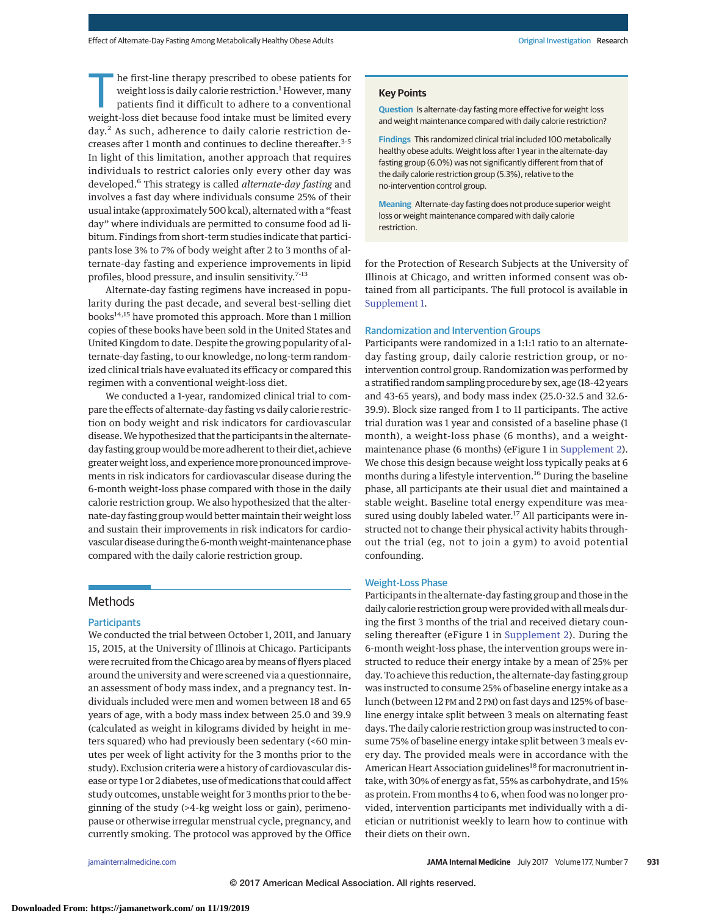The first-line therapy prescribed to obese patients for weight loss is daily calorie restriction.[1] However, many patients find it difficult to adhere to a conventional weight-loss diet because food intake must be limited every day.[2] As such, adherence to daily calorie restriction decreases after 1 month and continues to decline thereafter.[3-5] In light of this limitation, another approach that requires individuals to restrict calories only every other day was developed.[6] This strategy is called *alternate-day fasting* and involves a fast day where individuals consume 25% of their usual intake (approximately 500 kcal), alternated with a "feast day" where participants are permitted to consume food ad libitum. Findings from short-term studies indicate that participants lose 3% to 7% of body weight after 2 to 3 months of alternate-day fasting and experience improvements in lipid profiles, blood pressure, and insulin sensitivity.[7-13]

Alternate-day fasting regimens have increased in popularity during the past decade, and several best-selling diet books[14,15] have promoted this approach. More than 1 million copies of these books have been sold in the United States and United Kingdom to date. Despite the growing popularity of alternate-day fasting, to our knowledge, no long-term randomized clinical trials have evaluated its efficacy or compared this regimen with a conventional weight-loss diet.

We conducted a 1-year, randomized clinical trial to compare the effects of alternate-day fasting vs daily calorie restriction on body weight and risk indicators for cardiovascular disease. We hypothesized that the participants in the alternate-day fasting group would be more adherent to their diet, achieve greater weight loss, and experience more pronounced improvements in risk indicators for cardiovascular disease during the 6-month weight-loss phase compared with those in the daily calorie restriction group. We also hypothesized that the alternate-day fasting group would better maintain their weight loss and sustain their improvements in risk indicators for cardiovascular disease during the 6-month weight-maintenance phase compared with the daily calorie restriction group.

**Key Points**

**Question** Is alternate-day fasting more effective for weight loss and weight maintenance compared with daily calorie restriction?

**Findings** This randomized clinical trial included 100 metabolically healthy obese adults. Weight loss after 1 year in the alternate-day fasting group (6.0%) was not significantly different from that of the daily calorie restriction group (5.3%), relative to the no-intervention control group.

**Meaning** Alternate-day fasting does not produce superior weight loss or weight maintenance compared with daily calorie restriction.

## Methods

### Participants

We conducted the trial between October 1, 2011, and January 15, 2015, at the University of Illinois at Chicago. Participants were recruited from the Chicago area by means of flyers placed around the university and were screened via a questionnaire, an assessment of body mass index, and a pregnancy test. Individuals included were men and women between 18 and 65 years of age, with a body mass index between 25.0 and 39.9 (calculated as weight in kilograms divided by height in meters squared) who had previously been sedentary (<60 minutes per week of light activity for the 3 months prior to the study). Exclusion criteria were a history of cardiovascular disease or type 1 or 2 diabetes, use of medications that could affect study outcomes, unstable weight for 3 months prior to the beginning of the study (>4-kg weight loss or gain), perimenopause or otherwise irregular menstrual cycle, pregnancy, and currently smoking. The protocol was approved by the Office for the Protection of Research Subjects at the University of Illinois at Chicago, and written informed consent was obtained from all participants. The full protocol is available in Supplement 1.

### Randomization and Intervention Groups

Participants were randomized in a 1:1:1 ratio to an alternate-day fasting group, daily calorie restriction group, or no-intervention control group. Randomization was performed by a stratified random sampling procedure by sex, age (18-42 years and 43-65 years), and body mass index (25.0-32.5 and 32.6-39.9). Block size ranged from 1 to 11 participants. The active trial duration was 1 year and consisted of a baseline phase (1 month), a weight-loss phase (6 months), and a weight-maintenance phase (6 months) (eFigure 1 in Supplement 2). We chose this design because weight loss typically peaks at 6 months during a lifestyle intervention.[16] During the baseline phase, all participants ate their usual diet and maintained a stable weight. Baseline total energy expenditure was measured using doubly labeled water.[17] All participants were instructed not to change their physical activity habits throughout the trial (eg, not to join a gym) to avoid potential confounding.

### Weight-Loss Phase

Participants in the alternate-day fasting group and those in the daily calorie restriction group were provided with all meals during the first 3 months of the trial and received dietary counseling thereafter (eFigure 1 in Supplement 2). During the 6-month weight-loss phase, the intervention groups were instructed to reduce their energy intake by a mean of 25% per day. To achieve this reduction, the alternate-day fasting group was instructed to consume 25% of baseline energy intake as a lunch (between 12 PM and 2 PM) on fast days and 125% of baseline energy intake split between 3 meals on alternating feast days. The daily calorie restriction group was instructed to consume 75% of baseline energy intake split between 3 meals every day. The provided meals were in accordance with the American Heart Association guidelines[18] for macronutrient intake, with 30% of energy as fat, 55% as carbohydrate, and 15% as protein. From months 4 to 6, when food was no longer provided, intervention participants met individually with a dietician or nutritionist weekly to learn how to continue with their diets on their own.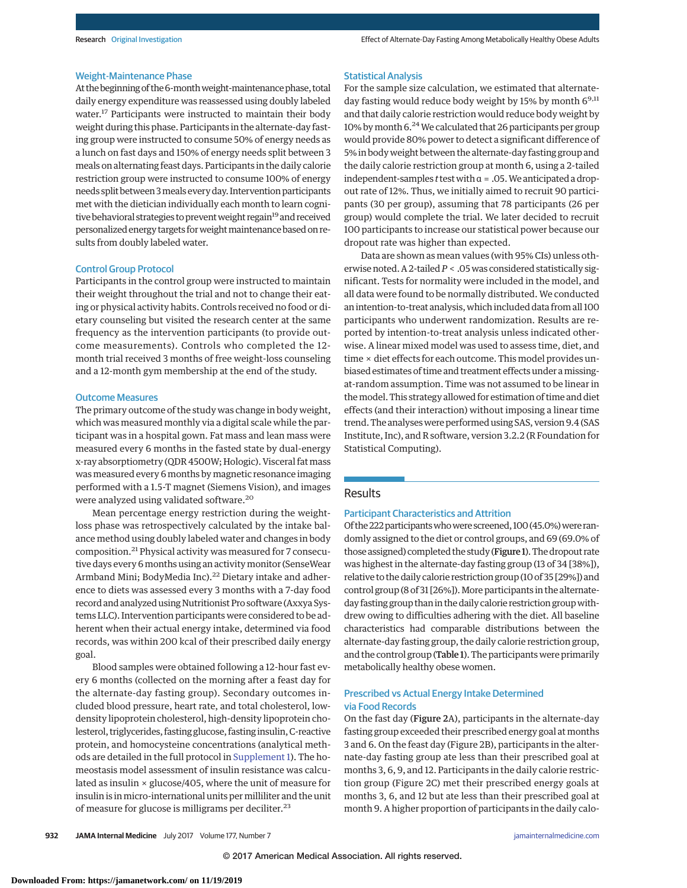### Weight-Maintenance Phase

At the beginning of the 6-month weight-maintenance phase, total daily energy expenditure was reassessed using doubly labeled water.[17] Participants were instructed to maintain their body weight during this phase. Participants in the alternate-day fasting group were instructed to consume 50% of energy needs as a lunch on fast days and 150% of energy needs split between 3 meals on alternating feast days. Participants in the daily calorie restriction group were instructed to consume 100% of energy needs split between 3 meals every day. Intervention participants met with the dietician individually each month to learn cognitive behavioral strategies to prevent weight regain[19] and received personalized energy targets for weight maintenance based on results from doubly labeled water.

### Control Group Protocol

Participants in the control group were instructed to maintain their weight throughout the trial and not to change their eating or physical activity habits. Controls received no food or dietary counseling but visited the research center at the same frequency as the intervention participants (to provide outcome measurements). Controls who completed the 12-month trial received 3 months of free weight-loss counseling and a 12-month gym membership at the end of the study.

### Outcome Measures

The primary outcome of the study was change in body weight, which was measured monthly via a digital scale while the participant was in a hospital gown. Fat mass and lean mass were measured every 6 months in the fasted state by dual-energy x-ray absorptiometry (QDR 4500W; Hologic). Visceral fat mass was measured every 6 months by magnetic resonance imaging performed with a 1.5-T magnet (Siemens Vision), and images were analyzed using validated software.[20]

Mean percentage energy restriction during the weight-loss phase was retrospectively calculated by the intake balance method using doubly labeled water and changes in body composition.[21] Physical activity was measured for 7 consecutive days every 6 months using an activity monitor (SenseWear Armband Mini; BodyMedia Inc).[22] Dietary intake and adherence to diets was assessed every 3 months with a 7-day food record and analyzed using Nutritionist Pro software (Axxya Systems LLC). Intervention participants were considered to be adherent when their actual energy intake, determined via food records, was within 200 kcal of their prescribed daily energy goal.

Blood samples were obtained following a 12-hour fast every 6 months (collected on the morning after a feast day for the alternate-day fasting group). Secondary outcomes included blood pressure, heart rate, and total cholesterol, low-density lipoprotein cholesterol, high-density lipoprotein cholesterol, triglycerides, fasting glucose, fasting insulin, C-reactive protein, and homocysteine concentrations (analytical methods are detailed in the full protocol in Supplement 1). The homeostasis model assessment of insulin resistance was calculated as insulin × glucose/405, where the unit of measure for insulin is in micro-international units per milliliter and the unit of measure for glucose is milligrams per deciliter.[23]

### Statistical Analysis

For the sample size calculation, we estimated that alternate-day fasting would reduce body weight by 15% by month 6[9,11] and that daily calorie restriction would reduce body weight by 10% by month 6.[24] We calculated that 26 participants per group would provide 80% power to detect a significant difference of 5% in body weight between the alternate-day fasting group and the daily calorie restriction group at month 6, using a 2-tailed independent-samples *t* test with $\alpha = .05$. We anticipated a dropout rate of 12%. Thus, we initially aimed to recruit 90 participants (30 per group), assuming that 78 participants (26 per group) would complete the trial. We later decided to recruit 100 participants to increase our statistical power because our dropout rate was higher than expected.

Data are shown as mean values (with 95% CIs) unless otherwise noted. A 2-tailed $P < .05$ was considered statistically significant. Tests for normality were included in the model, and all data were found to be normally distributed. We conducted an intention-to-treat analysis, which included data from all 100 participants who underwent randomization. Results are reported by intention-to-treat analysis unless indicated otherwise. A linear mixed model was used to assess time, diet, and time × diet effects for each outcome. This model provides unbiased estimates of time and treatment effects under a missing-at-random assumption. Time was not assumed to be linear in the model. This strategy allowed for estimation of time and diet effects (and their interaction) without imposing a linear time trend. The analyses were performed using SAS, version 9.4 (SAS Institute, Inc), and R software, version 3.2.2 (R Foundation for Statistical Computing).

## Results

### Participant Characteristics and Attrition

Of the 222 participants who were screened, 100 (45.0%) were randomly assigned to the diet or control groups, and 69 (69.0% of those assigned) completed the study (**Figure 1**). The dropout rate was highest in the alternate-day fasting group (13 of 34 [38%]), relative to the daily calorie restriction group (10 of 35 [29%]) and control group (8 of 31 [26%]). More participants in the alternate-day fasting group than in the daily calorie restriction group withdrew owing to difficulties adhering with the diet. All baseline characteristics had comparable distributions between the alternate-day fasting group, the daily calorie restriction group, and the control group (**Table 1**). The participants were primarily metabolically healthy obese women.

### Prescribed vs Actual Energy Intake Determined via Food Records

On the fast day (**Figure 2**A), participants in the alternate-day fasting group exceeded their prescribed energy goal at months 3 and 6. On the feast day (Figure 2B), participants in the alternate-day fasting group ate less than their prescribed goal at months 3, 6, 9, and 12. Participants in the daily calorie restriction group (Figure 2C) met their prescribed energy goals at months 3, 6, and 12 but ate less than their prescribed goal at month 9. A higher proportion of participants in the daily calo-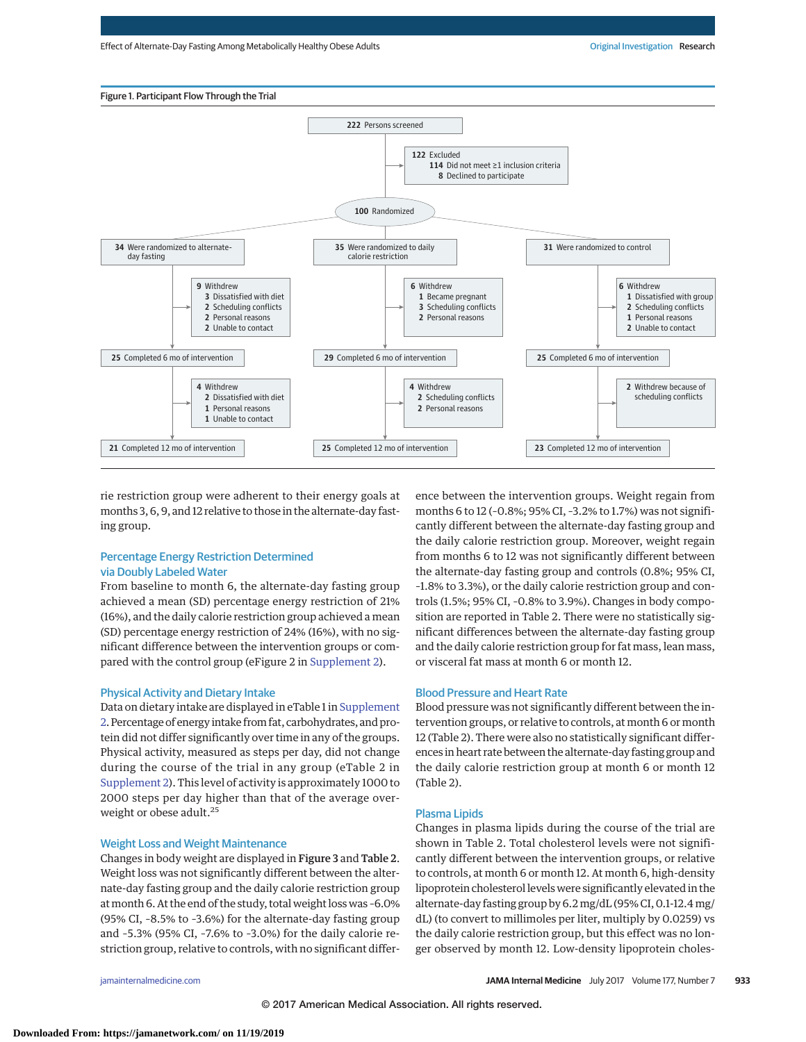Figure 1. Participant Flow Through the Trial

222 Persons screened

122 Excluded
- 114 Did not meet ≥1 inclusion criteria
- 8 Declined to participate

100 Randomized

| 34 Were randomized to alternate-day fasting | 35 Were randomized to daily calorie restriction | 31 Were randomized to control |
| --- | --- | --- |
| 9 Withdrew: 3 Dissatisfied with diet; 2 Scheduling conflicts; 2 Personal reasons; 2 Unable to contact | 6 Withdrew: 1 Became pregnant; 3 Scheduling conflicts; 2 Personal reasons | 6 Withdrew: 1 Dissatisfied with group; 2 Scheduling conflicts; 1 Personal reasons; 2 Unable to contact |
| 25 Completed 6 mo of intervention | 29 Completed 6 mo of intervention | 25 Completed 6 mo of intervention |
| 4 Withdrew: 2 Dissatisfied with diet; 1 Personal reasons; 1 Unable to contact | 4 Withdrew: 2 Scheduling conflicts; 2 Personal reasons | 2 Withdrew because of scheduling conflicts |
| 21 Completed 12 mo of intervention | 25 Completed 12 mo of intervention | 23 Completed 12 mo of intervention |

rie restriction group were adherent to their energy goals at months 3, 6, 9, and 12 relative to those in the alternate-day fasting group.

## Percentage Energy Restriction Determined via Doubly Labeled Water

From baseline to month 6, the alternate-day fasting group achieved a mean (SD) percentage energy restriction of 21% (16%), and the daily calorie restriction group achieved a mean (SD) percentage energy restriction of 24% (16%), with no significant difference between the intervention groups or compared with the control group (eFigure 2 in Supplement 2).

## Physical Activity and Dietary Intake

Data on dietary intake are displayed in eTable 1 in Supplement 2. Percentage of energy intake from fat, carbohydrates, and protein did not differ significantly over time in any of the groups. Physical activity, measured as steps per day, did not change during the course of the trial in any group (eTable 2 in Supplement 2). This level of activity is approximately 1000 to 2000 steps per day higher than that of the average overweight or obese adult.[25]

## Weight Loss and Weight Maintenance

Changes in body weight are displayed in **Figure 3** and **Table 2**. Weight loss was not significantly different between the alternate-day fasting group and the daily calorie restriction group at month 6. At the end of the study, total weight loss was -6.0% (95% CI, -8.5% to -3.6%) for the alternate-day fasting group and -5.3% (95% CI, -7.6% to -3.0%) for the daily calorie restriction group, relative to controls, with no significant difference between the intervention groups. Weight regain from months 6 to 12 (−0.8%; 95% CI, -3.2% to 1.7%) was not significantly different between the alternate-day fasting group and the daily calorie restriction group. Moreover, weight regain from months 6 to 12 was not significantly different between the alternate-day fasting group and controls (0.8%; 95% CI, -1.8% to 3.3%), or the daily calorie restriction group and controls (1.5%; 95% CI, −0.8% to 3.9%). Changes in body composition are reported in Table 2. There were no statistically significant differences between the alternate-day fasting group and the daily calorie restriction group for fat mass, lean mass, or visceral fat mass at month 6 or month 12.

## Blood Pressure and Heart Rate

Blood pressure was not significantly different between the intervention groups, or relative to controls, at month 6 or month 12 (Table 2). There were also no statistically significant differences in heart rate between the alternate-day fasting group and the daily calorie restriction group at month 6 or month 12 (Table 2).

## Plasma Lipids

Changes in plasma lipids during the course of the trial are shown in Table 2. Total cholesterol levels were not significantly different between the intervention groups, or relative to controls, at month 6 or month 12. At month 6, high-density lipoprotein cholesterol levels were significantly elevated in the alternate-day fasting group by 6.2 mg/dL (95% CI, 0.1-12.4 mg/dL) (to convert to millimoles per liter, multiply by 0.0259) vs the daily calorie restriction group, but this effect was no longer observed by month 12. Low-density lipoprotein choles-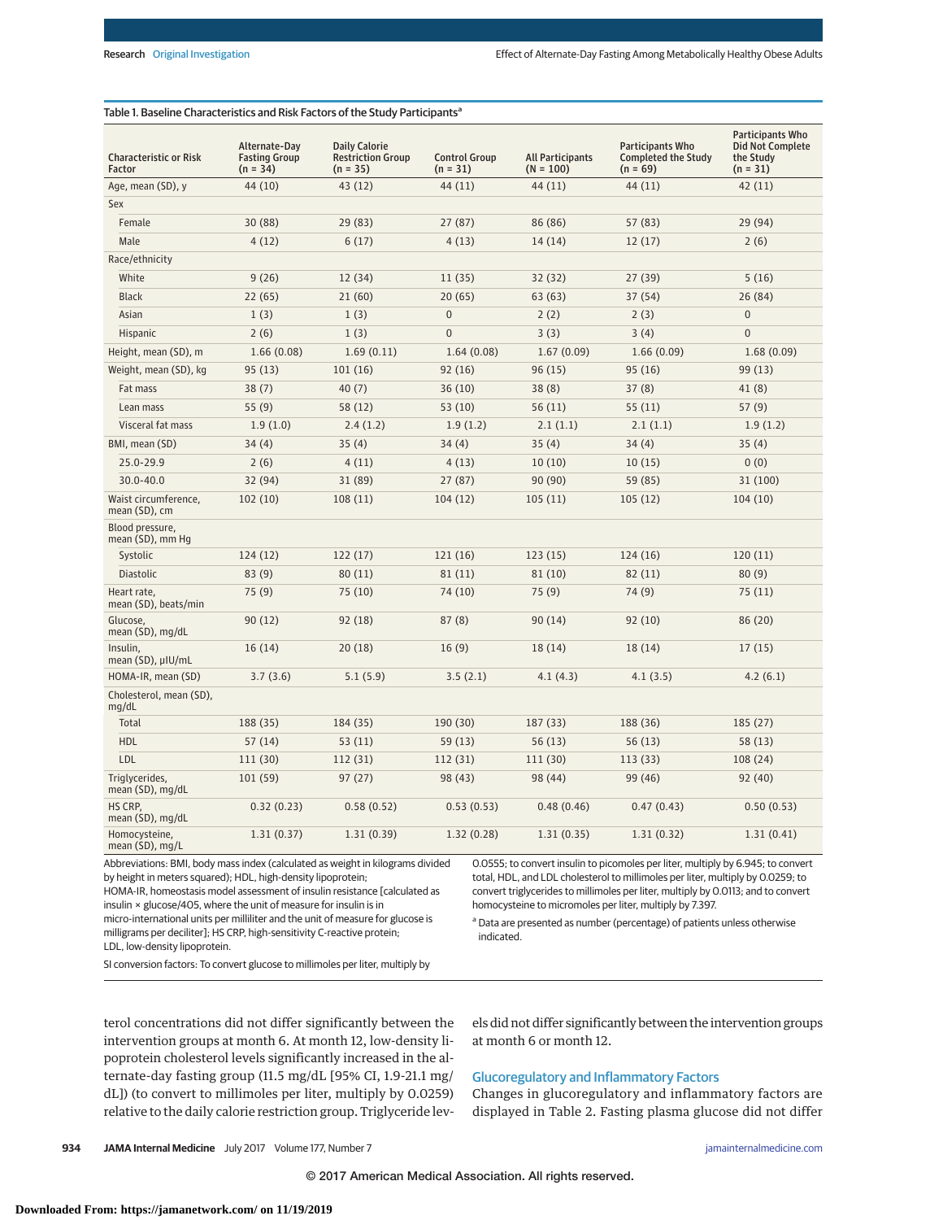Table 1. Baseline Characteristics and Risk Factors of the Study Participants[a]

| Characteristic or Risk Factor | Alternate-Day Fasting Group (n = 34) | Daily Calorie Restriction Group (n = 35) | Control Group (n = 31) | All Participants (N = 100) | Participants Who Completed the Study (n = 69) | Participants Who Did Not Complete the Study (n = 31) |
|---|---|---|---|---|---|---|
| Age, mean (SD), y | 44 (10) | 43 (12) | 44 (11) | 44 (11) | 44 (11) | 42 (11) |
| Sex | | | | | | |
| Female | 30 (88) | 29 (83) | 27 (87) | 86 (86) | 57 (83) | 29 (94) |
| Male | 4 (12) | 6 (17) | 4 (13) | 14 (14) | 12 (17) | 2 (6) |
| Race/ethnicity | | | | | | |
| White | 9 (26) | 12 (34) | 11 (35) | 32 (32) | 27 (39) | 5 (16) |
| Black | 22 (65) | 21 (60) | 20 (65) | 63 (63) | 37 (54) | 26 (84) |
| Asian | 1 (3) | 1 (3) | 0 | 2 (2) | 2 (3) | 0 |
| Hispanic | 2 (6) | 1 (3) | 0 | 3 (3) | 3 (4) | 0 |
| Height, mean (SD), m | 1.66 (0.08) | 1.69 (0.11) | 1.64 (0.08) | 1.67 (0.09) | 1.66 (0.09) | 1.68 (0.09) |
| Weight, mean (SD), kg | 95 (13) | 101 (16) | 92 (16) | 96 (15) | 95 (16) | 99 (13) |
| Fat mass | 38 (7) | 40 (7) | 36 (10) | 38 (8) | 37 (8) | 41 (8) |
| Lean mass | 55 (9) | 58 (12) | 53 (10) | 56 (11) | 55 (11) | 57 (9) |
| Visceral fat mass | 1.9 (1.0) | 2.4 (1.2) | 1.9 (1.2) | 2.1 (1.1) | 2.1 (1.1) | 1.9 (1.2) |
| BMI, mean (SD) | 34 (4) | 35 (4) | 34 (4) | 35 (4) | 34 (4) | 35 (4) |
| 25.0-29.9 | 2 (6) | 4 (11) | 4 (13) | 10 (10) | 10 (15) | 0 (0) |
| 30.0-40.0 | 32 (94) | 31 (89) | 27 (87) | 90 (90) | 59 (85) | 31 (100) |
| Waist circumference, mean (SD), cm | 102 (10) | 108 (11) | 104 (12) | 105 (11) | 105 (12) | 104 (10) |
| Blood pressure, mean (SD), mm Hg | | | | | | |
| Systolic | 124 (12) | 122 (17) | 121 (16) | 123 (15) | 124 (16) | 120 (11) |
| Diastolic | 83 (9) | 80 (11) | 81 (11) | 81 (10) | 82 (11) | 80 (9) |
| Heart rate, mean (SD), beats/min | 75 (9) | 75 (10) | 74 (10) | 75 (9) | 74 (9) | 75 (11) |
| Glucose, mean (SD), mg/dL | 90 (12) | 92 (18) | 87 (8) | 90 (14) | 92 (10) | 86 (20) |
| Insulin, mean (SD), μIU/mL | 16 (14) | 20 (18) | 16 (9) | 18 (14) | 18 (14) | 17 (15) |
| HOMA-IR, mean (SD) | 3.7 (3.6) | 5.1 (5.9) | 3.5 (2.1) | 4.1 (4.3) | 4.1 (3.5) | 4.2 (6.1) |
| Cholesterol, mean (SD), mg/dL | | | | | | |
| Total | 188 (35) | 184 (35) | 190 (30) | 187 (33) | 188 (36) | 185 (27) |
| HDL | 57 (14) | 53 (11) | 59 (13) | 56 (13) | 56 (13) | 58 (13) |
| LDL | 111 (30) | 112 (31) | 112 (31) | 111 (30) | 113 (33) | 108 (24) |
| Triglycerides, mean (SD), mg/dL | 101 (59) | 97 (27) | 98 (43) | 98 (44) | 99 (46) | 92 (40) |
| HS CRP, mean (SD), mg/dL | 0.32 (0.23) | 0.58 (0.52) | 0.53 (0.53) | 0.48 (0.46) | 0.47 (0.43) | 0.50 (0.53) |
| Homocysteine, mean (SD), mg/L | 1.31 (0.37) | 1.31 (0.39) | 1.32 (0.28) | 1.31 (0.35) | 1.31 (0.32) | 1.31 (0.41) |

Abbreviations: BMI, body mass index (calculated as weight in kilograms divided by height in meters squared); HDL, high-density lipoprotein; HOMA-IR, homeostasis model assessment of insulin resistance [calculated as insulin × glucose/405, where the unit of measure for insulin is in micro-international units per milliliter and the unit of measure for glucose is milligrams per deciliter]; HS CRP, high-sensitivity C-reactive protein; LDL, low-density lipoprotein.

SI conversion factors: To convert glucose to millimoles per liter, multiply by 0.0555; to convert insulin to picomoles per liter, multiply by 6.945; to convert total, HDL, and LDL cholesterol to millimoles per liter, multiply by 0.0259; to convert triglycerides to millimoles per liter, multiply by 0.0113; and to convert homocysteine to micromoles per liter, multiply by 7.397.

[a] Data are presented as number (percentage) of patients unless otherwise indicated.

terol concentrations did not differ significantly between the intervention groups at month 6. At month 12, low-density lipoprotein cholesterol levels significantly increased in the alternate-day fasting group (11.5 mg/dL [95% CI, 1.9-21.1 mg/dL]) (to convert to millimoles per liter, multiply by 0.0259) relative to the daily calorie restriction group. Triglyceride levels did not differ significantly between the intervention groups at month 6 or month 12.

### Glucoregulatory and Inflammatory Factors

Changes in glucoregulatory and inflammatory factors are displayed in Table 2. Fasting plasma glucose did not differ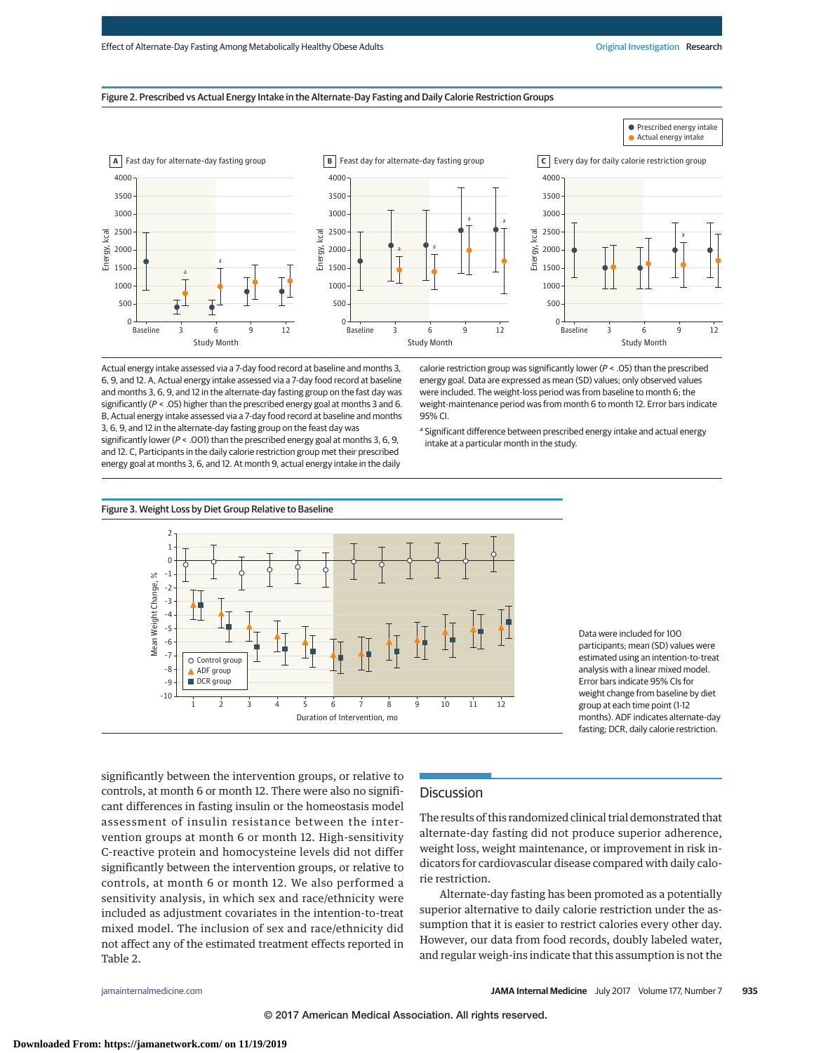Figure 2. Prescribed vs Actual Energy Intake in the Alternate-Day Fasting and Daily Calorie Restriction Groups

Actual energy intake assessed via a 7-day food record at baseline and months 3, 6, 9, and 12. A, Actual energy intake assessed via a 7-day food record at baseline and months 3, 6, 9, and 12 in the alternate-day fasting group on the fast day was significantly ($P < .05$) higher than the prescribed energy goal at months 3 and 6. B, Actual energy intake assessed via a 7-day food record at baseline and months 3, 6, 9, and 12 in the alternate-day fasting group on the feast day was significantly lower ($P < .001$) than the prescribed energy goal at months 3, 6, 9, and 12. C, Participants in the daily calorie restriction group met their prescribed energy goal at months 3, 6, and 12. At month 9, actual energy intake in the daily calorie restriction group was significantly lower ($P < .05$) than the prescribed energy goal; only observed values were included. Data are expressed as mean (SD) values; only observed values were included. The weight-loss period was from baseline to month 6; the weight-maintenance period was from month 6 to month 12. Error bars indicate 95% CI.

[a] Significant difference between prescribed energy intake and actual energy intake at a particular month in the study.

Figure 3. Weight Loss by Diet Group Relative to Baseline

Data were included for 100 participants; mean (SD) values were estimated using an intention-to-treat analysis with a linear mixed model. Error bars indicate 95% CIs for weight change from baseline by diet group at each time point (1-12 months). ADF indicates alternate-day fasting; DCR, daily calorie restriction.

significantly between the intervention groups, or relative to controls, at month 6 or month 12. There were also no significant differences in fasting insulin or the homeostasis model assessment of insulin resistance between the intervention groups at month 6 or month 12. High-sensitivity C-reactive protein and homocysteine levels did not differ significantly between the intervention groups, or relative to controls, at month 6 or month 12. We also performed a sensitivity analysis, in which sex and race/ethnicity were included as adjustment covariates in the intention-to-treat mixed model. The inclusion of sex and race/ethnicity did not affect any of the estimated treatment effects reported in Table 2.

## Discussion

The results of this randomized clinical trial demonstrated that alternate-day fasting did not produce superior adherence, weight loss, weight maintenance, or improvement in risk indicators for cardiovascular disease compared with daily calorie restriction.

Alternate-day fasting has been promoted as a potentially superior alternative to daily calorie restriction under the assumption that it is easier to restrict calories every other day. However, our data from food records, doubly labeled water, and regular weigh-ins indicate that this assumption is not the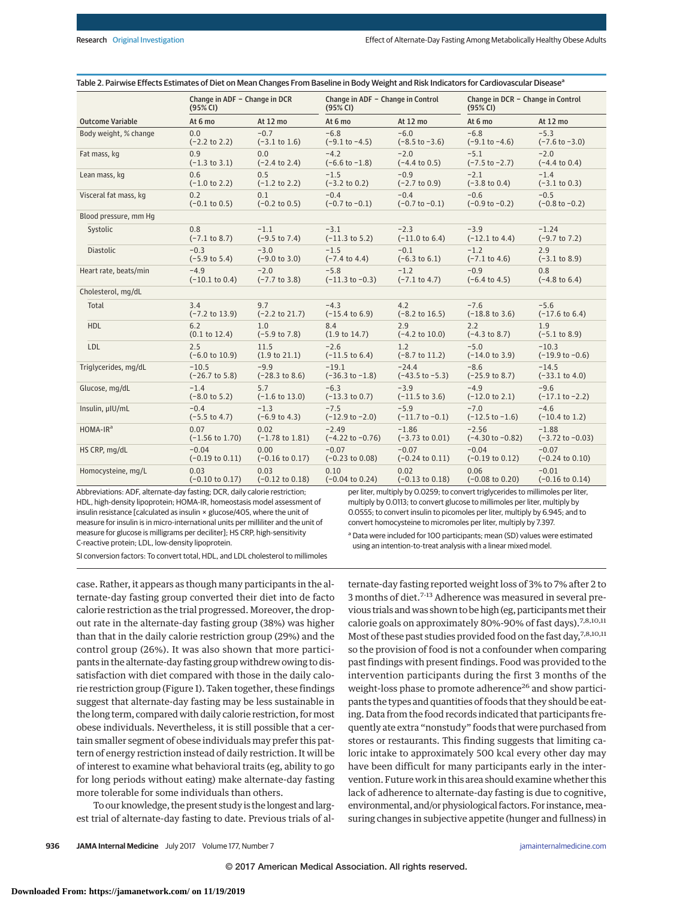Table 2. Pairwise Effects Estimates of Diet on Mean Changes From Baseline in Body Weight and Risk Indicators for Cardiovascular Disease[a]

| Outcome Variable | Change in ADF − Change in DCR (95% CI) At 6 mo | Change in ADF − Change in DCR (95% CI) At 12 mo | Change in ADF − Change in Control (95% CI) At 6 mo | Change in ADF − Change in Control (95% CI) At 12 mo | Change in DCR − Change in Control (95% CI) At 6 mo | Change in DCR − Change in Control (95% CI) At 12 mo |
|---|---|---|---|---|---|---|
| Body weight, % change | 0.0 (−2.2 to 2.2) | −0.7 (−3.1 to 1.6) | −6.8 (−9.1 to −4.5) | −6.0 (−8.5 to −3.6) | −6.8 (−9.1 to −4.6) | −5.3 (−7.6 to −3.0) |
| Fat mass, kg | 0.9 (−1.3 to 3.1) | 0.0 (−2.4 to 2.4) | −4.2 (−6.6 to −1.8) | −2.0 (−4.4 to 0.5) | −5.1 (−7.5 to −2.7) | −2.0 (−4.4 to 0.4) |
| Lean mass, kg | 0.6 (−1.0 to 2.2) | 0.5 (−1.2 to 2.2) | −1.5 (−3.2 to 0.2) | −0.9 (−2.7 to 0.9) | −2.1 (−3.8 to 0.4) | −1.4 (−3.1 to 0.3) |
| Visceral fat mass, kg | 0.2 (−0.1 to 0.5) | 0.1 (−0.2 to 0.5) | −0.4 (−0.7 to −0.1) | −0.4 (−0.7 to −0.1) | −0.6 (−0.9 to −0.2) | −0.5 (−0.8 to −0.2) |
| Blood pressure, mm Hg | | | | | | |
| Systolic | 0.8 (−7.1 to 8.7) | −1.1 (−9.5 to 7.4) | −3.1 (−11.3 to 5.2) | −2.3 (−11.0 to 6.4) | −3.9 (−12.1 to 4.4) | −1.24 (−9.7 to 7.2) |
| Diastolic | −0.3 (−5.9 to 5.4) | −3.0 (−9.0 to 3.0) | −1.5 (−7.4 to 4.4) | −0.1 (−6.3 to 6.1) | −1.2 (−7.1 to 4.6) | 2.9 (−3.1 to 8.9) |
| Heart rate, beats/min | −4.9 (−10.1 to 0.4) | −2.0 (−7.7 to 3.8) | −5.8 (−11.3 to −0.3) | −1.2 (−7.1 to 4.7) | −0.9 (−6.4 to 4.5) | 0.8 (−4.8 to 6.4) |
| Cholesterol, mg/dL | | | | | | |
| Total | 3.4 (−7.2 to 13.9) | 9.7 (−2.2 to 21.7) | −4.3 (−15.4 to 6.9) | 4.2 (−8.2 to 16.5) | −7.6 (−18.8 to 3.6) | −5.6 (−17.6 to 6.4) |
| HDL | 6.2 (0.1 to 12.4) | 1.0 (−5.9 to 7.8) | 8.4 (1.9 to 14.7) | 2.9 (−4.2 to 10.0) | 2.2 (−4.3 to 8.7) | 1.9 (−5.1 to 8.9) |
| LDL | 2.5 (−6.0 to 10.9) | 11.5 (1.9 to 21.1) | −2.6 (−11.5 to 6.4) | 1.2 (−8.7 to 11.2) | −5.0 (−14.0 to 3.9) | −10.3 (−19.9 to −0.6) |
| Triglycerides, mg/dL | −10.5 (−26.7 to 5.8) | −9.9 (−28.3 to 8.6) | −19.1 (−36.3 to −1.8) | −24.4 (−43.5 to −5.3) | −8.6 (−25.9 to 8.7) | −14.5 (−33.1 to 4.0) |
| Glucose, mg/dL | −1.4 (−8.0 to 5.2) | 5.7 (−1.6 to 13.0) | −6.3 (−13.3 to 0.7) | −3.9 (−11.5 to 3.6) | −4.9 (−12.0 to 2.1) | −9.6 (−17.1 to −2.2) |
| Insulin, μIU/mL | −0.4 (−5.5 to 4.7) | −1.3 (−6.9 to 4.3) | −7.5 (−12.9 to −2.0) | −5.9 (−11.7 to −0.1) | −7.0 (−12.5 to −1.6) | −4.6 (−10.4 to 1.2) |
| HOMA-IR[a] | 0.07 (−1.56 to 1.70) | 0.02 (−1.78 to 1.81) | −2.49 (−4.22 to −0.76) | −1.86 (−3.73 to 0.01) | −2.56 (−4.30 to −0.82) | −1.88 (−3.72 to −0.03) |
| HS CRP, mg/dL | −0.04 (−0.19 to 0.11) | 0.00 (−0.16 to 0.17) | −0.07 (−0.23 to 0.08) | −0.07 (−0.24 to 0.11) | −0.04 (−0.19 to 0.12) | −0.07 (−0.24 to 0.10) |
| Homocysteine, mg/L | 0.03 (−0.10 to 0.17) | 0.03 (−0.12 to 0.18) | 0.10 (−0.04 to 0.24) | 0.02 (−0.13 to 0.18) | 0.06 (−0.08 to 0.20) | −0.01 (−0.16 to 0.14) |

Abbreviations: ADF, alternate-day fasting; DCR, daily calorie restriction; HDL, high-density lipoprotein; HOMA-IR, homeostasis model assessment of insulin resistance [calculated as insulin × glucose/405, where the unit of measure for insulin is in micro-international units per milliliter and the unit of measure for glucose is milligrams per deciliter]; HS CRP, high-sensitivity C-reactive protein; LDL, low-density lipoprotein.

SI conversion factors: To convert total, HDL, and LDL cholesterol to millimoles per liter, multiply by 0.0259; to convert triglycerides to millimoles per liter, multiply by 0.0113; to convert glucose to millimoles per liter, multiply by 0.0555; to convert insulin to picomoles per liter, multiply by 6.945; and to convert homocysteine to micromoles per liter, multiply by 7.397.

[a] Data were included for 100 participants; mean (SD) values were estimated using an intention-to-treat analysis with a linear mixed model.

case. Rather, it appears as though many participants in the alternate-day fasting group converted their diet into de facto calorie restriction as the trial progressed. Moreover, the dropout rate in the alternate-day fasting group (38%) was higher than that in the daily calorie restriction group (29%) and the control group (26%). It was also shown that more participants in the alternate-day fasting group withdrew owing to dissatisfaction with diet compared with those in the daily calorie restriction group (Figure 1). Taken together, these findings suggest that alternate-day fasting may be less sustainable in the long term, compared with daily calorie restriction, for most obese individuals. Nevertheless, it is still possible that a certain smaller segment of obese individuals may prefer this pattern of energy restriction instead of daily restriction. It will be of interest to examine what behavioral traits (eg, ability to go for long periods without eating) make alternate-day fasting more tolerable for some individuals than others.

To our knowledge, the present study is the longest and largest trial of alternate-day fasting to date. Previous trials of alternate-day fasting reported weight loss of 3% to 7% after 2 to 3 months of diet.[7-13] Adherence was measured in several previous trials and was shown to be high (eg, participants met their calorie goals on approximately 80%-90% of fast days).[7,8,10,11] Most of these past studies provided food on the fast day,[7,8,10,11] so the provision of food is not a confounder when comparing past findings with present findings. Food was provided to the intervention participants during the first 3 months of the weight-loss phase to promote adherence[26] and show participants the types and quantities of foods that they should be eating. Data from the food records indicated that participants frequently ate extra "nonstudy" foods that were purchased from stores or restaurants. This finding suggests that limiting caloric intake to approximately 500 kcal every other day may have been difficult for many participants early in the intervention. Future work in this area should examine whether this lack of adherence to alternate-day fasting is due to cognitive, environmental, and/or physiological factors. For instance, measuring changes in subjective appetite (hunger and fullness) in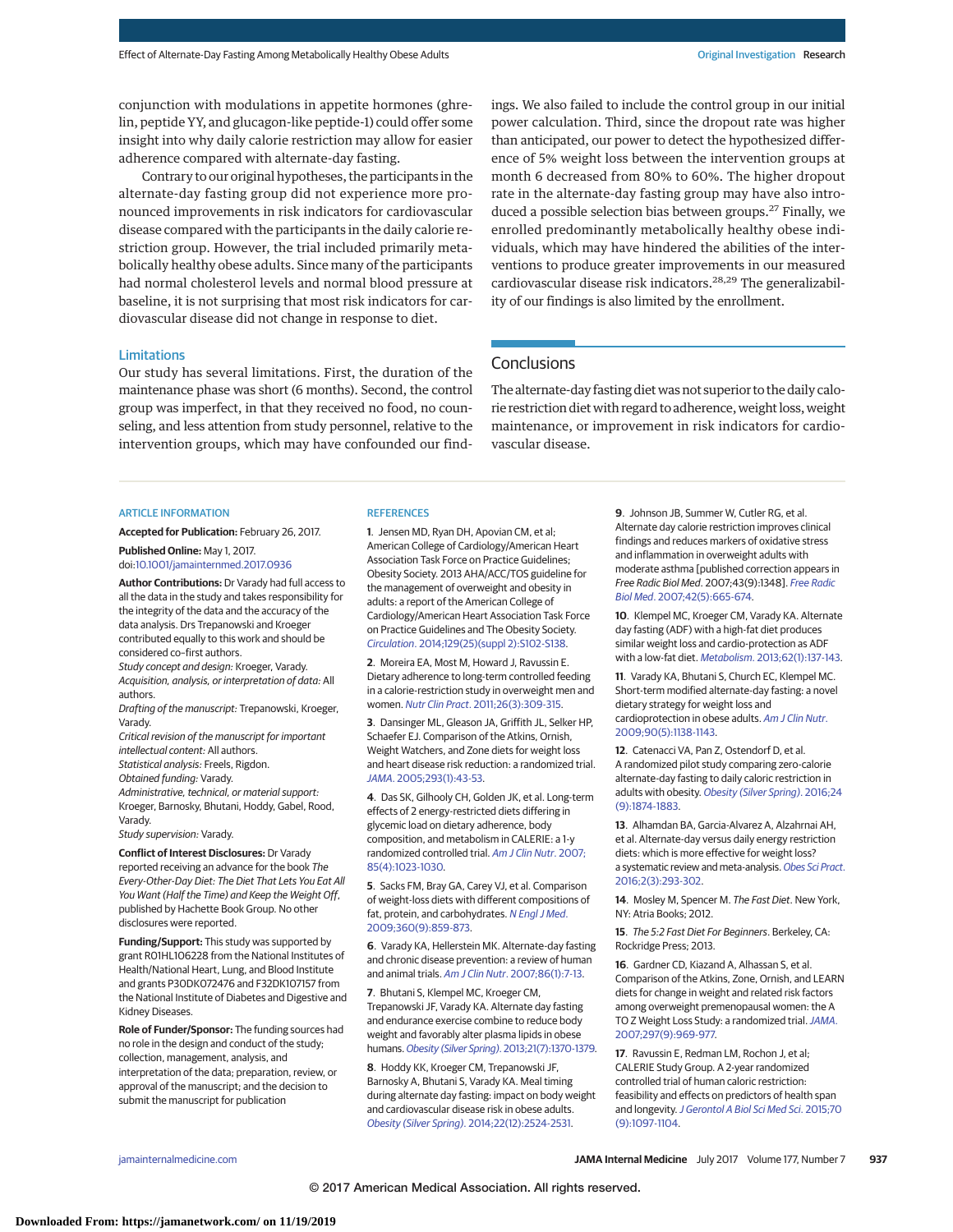conjunction with modulations in appetite hormones (ghrelin, peptide YY, and glucagon-like peptide-1) could offer some insight into why daily calorie restriction may allow for easier adherence compared with alternate-day fasting.

Contrary to our original hypotheses, the participants in the alternate-day fasting group did not experience more pronounced improvements in risk indicators for cardiovascular disease compared with the participants in the daily calorie restriction group. However, the trial included primarily metabolically healthy obese adults. Since many of the participants had normal cholesterol levels and normal blood pressure at baseline, it is not surprising that most risk indicators for cardiovascular disease did not change in response to diet.

### Limitations

Our study has several limitations. First, the duration of the maintenance phase was short (6 months). Second, the control group was imperfect, in that they received no food, no counseling, and less attention from study personnel, relative to the intervention groups, which may have confounded our findings. We also failed to include the control group in our initial power calculation. Third, since the dropout rate was higher than anticipated, our power to detect the hypothesized difference of 5% weight loss between the intervention groups at month 6 decreased from 80% to 60%. The higher dropout rate in the alternate-day fasting group may have also introduced a possible selection bias between groups.[27] Finally, we enrolled predominantly metabolically healthy obese individuals, which may have hindered the abilities of the interventions to produce greater improvements in our measured cardiovascular disease risk indicators.[28,29] The generalizability of our findings is also limited by the enrollment.

## Conclusions

The alternate-day fasting diet was not superior to the daily calorie restriction diet with regard to adherence, weight loss, weight maintenance, or improvement in risk indicators for cardiovascular disease.

### ARTICLE INFORMATION

**Accepted for Publication:** February 26, 2017.

**Published Online:** May 1, 2017. doi:10.1001/jamainternmed.2017.0936

**Author Contributions:** Dr Varady had full access to all the data in the study and takes responsibility for the integrity of the data and the accuracy of the data analysis. Drs Trepanowski and Kroeger contributed equally to this work and should be considered co–first authors.

*Study concept and design:* Kroeger, Varady.

*Acquisition, analysis, or interpretation of data:* All authors.

*Drafting of the manuscript:* Trepanowski, Kroeger, Varady.

*Critical revision of the manuscript for important intellectual content:* All authors.

*Statistical analysis:* Freels, Rigdon.

*Obtained funding:* Varady.

*Administrative, technical, or material support:* Kroeger, Barnosky, Bhutani, Hoddy, Gabel, Rood, Varady.

*Study supervision:* Varady.

**Conflict of Interest Disclosures:** Dr Varady reported receiving an advance for the book *The Every-Other-Day Diet: The Diet That Lets You Eat All You Want (Half the Time) and Keep the Weight Off*, published by Hachette Book Group. No other disclosures were reported.

**Funding/Support:** This study was supported by grant R01HL106228 from the National Institutes of Health/National Heart, Lung, and Blood Institute and grants P30DK072476 and F32DK107157 from the National Institute of Diabetes and Digestive and Kidney Diseases.

**Role of Funder/Sponsor:** The funding sources had no role in the design and conduct of the study; collection, management, analysis, and interpretation of the data; preparation, review, or approval of the manuscript; and the decision to submit the manuscript for publication

### REFERENCES

1. Jensen MD, Ryan DH, Apovian CM, et al; American College of Cardiology/American Heart Association Task Force on Practice Guidelines; Obesity Society. 2013 AHA/ACC/TOS guideline for the management of overweight and obesity in adults: a report of the American College of Cardiology/American Heart Association Task Force on Practice Guidelines and The Obesity Society. *Circulation*. 2014;129(25)(suppl 2):S102-S138.

2. Moreira EA, Most M, Howard J, Ravussin E. Dietary adherence to long-term controlled feeding in a calorie-restriction study in overweight men and women. *Nutr Clin Pract*. 2011;26(3):309-315.

3. Dansinger ML, Gleason JA, Griffith JL, Selker HP, Schaefer EJ. Comparison of the Atkins, Ornish, Weight Watchers, and Zone diets for weight loss and heart disease risk reduction: a randomized trial. *JAMA*. 2005;293(1):43-53.

4. Das SK, Gilhooly CH, Golden JK, et al. Long-term effects of 2 energy-restricted diets differing in glycemic load on dietary adherence, body composition, and metabolism in CALERIE: a 1-y randomized controlled trial. *Am J Clin Nutr*. 2007;85(4):1023-1030.

5. Sacks FM, Bray GA, Carey VJ, et al. Comparison of weight-loss diets with different compositions of fat, protein, and carbohydrates. *N Engl J Med*. 2009;360(9):859-873.

6. Varady KA, Hellerstein MK. Alternate-day fasting and chronic disease prevention: a review of human and animal trials. *Am J Clin Nutr*. 2007;86(1):7-13.

7. Bhutani S, Klempel MC, Kroeger CM, Trepanowski JF, Varady KA. Alternate day fasting and endurance exercise combine to reduce body weight and favorably alter plasma lipids in obese humans. *Obesity (Silver Spring)*. 2013;21(7):1370-1379.

8. Hoddy KK, Kroeger CM, Trepanowski JF, Barnosky A, Bhutani S, Varady KA. Meal timing during alternate day fasting: impact on body weight and cardiovascular disease risk in obese adults. *Obesity (Silver Spring)*. 2014;22(12):2524-2531.

9. Johnson JB, Summer W, Cutler RG, et al. Alternate day calorie restriction improves clinical findings and reduces markers of oxidative stress and inflammation in overweight adults with moderate asthma [published correction appears in *Free Radic Biol Med*. 2007;43(9):1348]. *Free Radic Biol Med*. 2007;42(5):665-674.

10. Klempel MC, Kroeger CM, Varady KA. Alternate day fasting (ADF) with a high-fat diet produces similar weight loss and cardio-protection as ADF with a low-fat diet. *Metabolism*. 2013;62(1):137-143.

11. Varady KA, Bhutani S, Church EC, Klempel MC. Short-term modified alternate-day fasting: a novel dietary strategy for weight loss and cardioprotection in obese adults. *Am J Clin Nutr*. 2009;90(5):1138-1143.

12. Catenacci VA, Pan Z, Ostendorf D, et al. A randomized pilot study comparing zero-calorie alternate-day fasting to daily caloric restriction in adults with obesity. *Obesity (Silver Spring)*. 2016;24(9):1874-1883.

13. Alhamdan BA, Garcia-Alvarez A, Alzahrnai AH, et al. Alternate-day versus daily energy restriction diets: which is more effective for weight loss? a systematic review and meta-analysis. *Obes Sci Pract*. 2016;2(3):293-302.

14. Mosley M, Spencer M. *The Fast Diet*. New York, NY: Atria Books; 2012.

15. *The 5:2 Fast Diet For Beginners*. Berkeley, CA: Rockridge Press; 2013.

16. Gardner CD, Kiazand A, Alhassan S, et al. Comparison of the Atkins, Zone, Ornish, and LEARN diets for change in weight and related risk factors among overweight premenopausal women: the A TO Z Weight Loss Study: a randomized trial. *JAMA*. 2007;297(9):969-977.

17. Ravussin E, Redman LM, Rochon J, et al; CALERIE Study Group. A 2-year randomized controlled trial of human caloric restriction: feasibility and effects on predictors of health span and longevity. *J Gerontol A Biol Sci Med Sci*. 2015;70(9):1097-1104.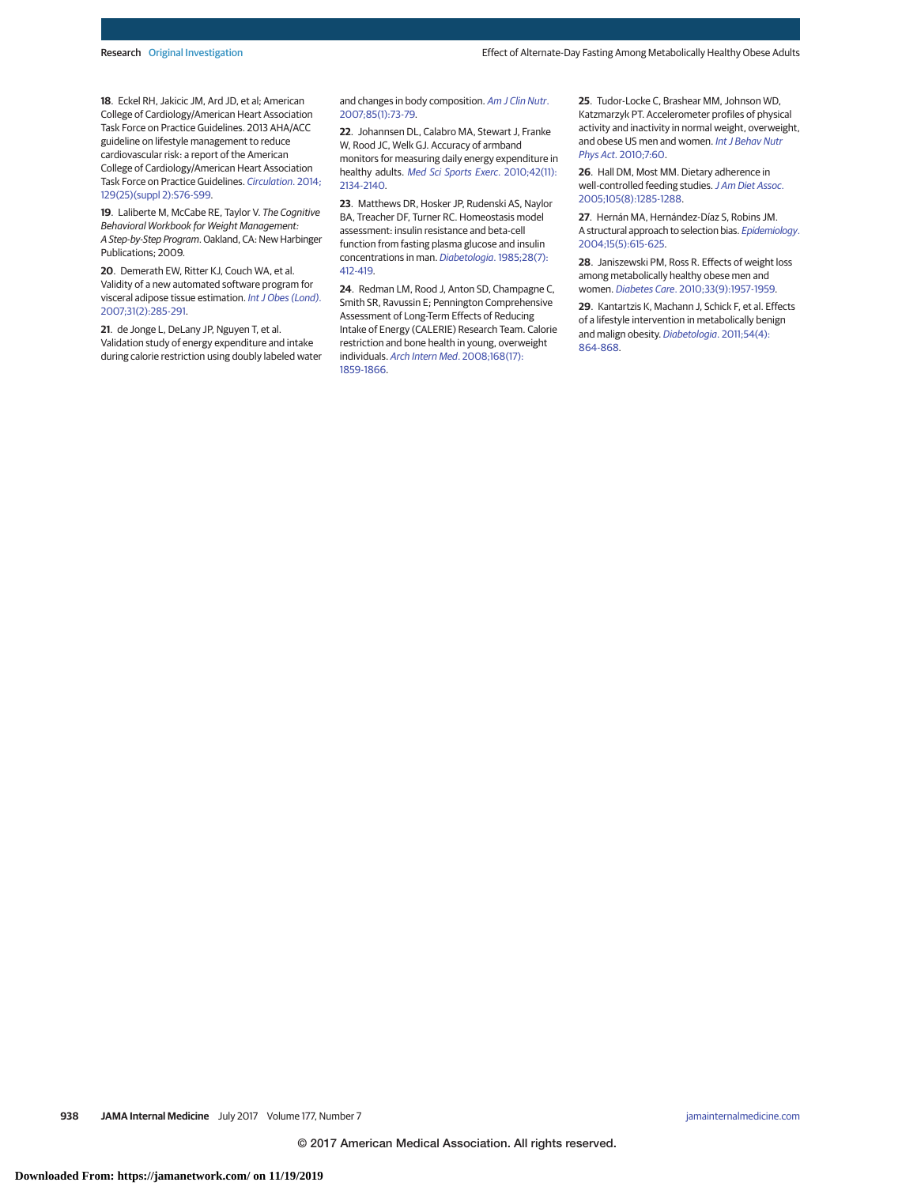18. Eckel RH, Jakicic JM, Ard JD, et al; American College of Cardiology/American Heart Association Task Force on Practice Guidelines. 2013 AHA/ACC guideline on lifestyle management to reduce cardiovascular risk: a report of the American College of Cardiology/American Heart Association Task Force on Practice Guidelines. *Circulation*. 2014;129(25)(suppl 2):S76-S99.

19. Laliberte M, McCabe RE, Taylor V. *The Cognitive Behavioral Workbook for Weight Management: A Step-by-Step Program*. Oakland, CA: New Harbinger Publications; 2009.

20. Demerath EW, Ritter KJ, Couch WA, et al. Validity of a new automated software program for visceral adipose tissue estimation. *Int J Obes (Lond)*. 2007;31(2):285-291.

21. de Jonge L, DeLany JP, Nguyen T, et al. Validation study of energy expenditure and intake during calorie restriction using doubly labeled water and changes in body composition. *Am J Clin Nutr*. 2007;85(1):73-79.

22. Johannsen DL, Calabro MA, Stewart J, Franke W, Rood JC, Welk GJ. Accuracy of armband monitors for measuring daily energy expenditure in healthy adults. *Med Sci Sports Exerc*. 2010;42(11):2134-2140.

23. Matthews DR, Hosker JP, Rudenski AS, Naylor BA, Treacher DF, Turner RC. Homeostasis model assessment: insulin resistance and beta-cell function from fasting plasma glucose and insulin concentrations in man. *Diabetologia*. 1985;28(7):412-419.

24. Redman LM, Rood J, Anton SD, Champagne C, Smith SR, Ravussin E; Pennington Comprehensive Assessment of Long-Term Effects of Reducing Intake of Energy (CALERIE) Research Team. Calorie restriction and bone health in young, overweight individuals. *Arch Intern Med*. 2008;168(17):1859-1866.

25. Tudor-Locke C, Brashear MM, Johnson WD, Katzmarzyk PT. Accelerometer profiles of physical activity and inactivity in normal weight, overweight, and obese US men and women. *Int J Behav Nutr Phys Act*. 2010;7:60.

26. Hall DM, Most MM. Dietary adherence in well-controlled feeding studies. *J Am Diet Assoc*. 2005;105(8):1285-1288.

27. Hernán MA, Hernández-Díaz S, Robins JM. A structural approach to selection bias. *Epidemiology*. 2004;15(5):615-625.

28. Janiszewski PM, Ross R. Effects of weight loss among metabolically healthy obese men and women. *Diabetes Care*. 2010;33(9):1957-1959.

29. Kantartzis K, Machann J, Schick F, et al. Effects of a lifestyle intervention in metabolically benign and malign obesity. *Diabetologia*. 2011;54(4):864-868.